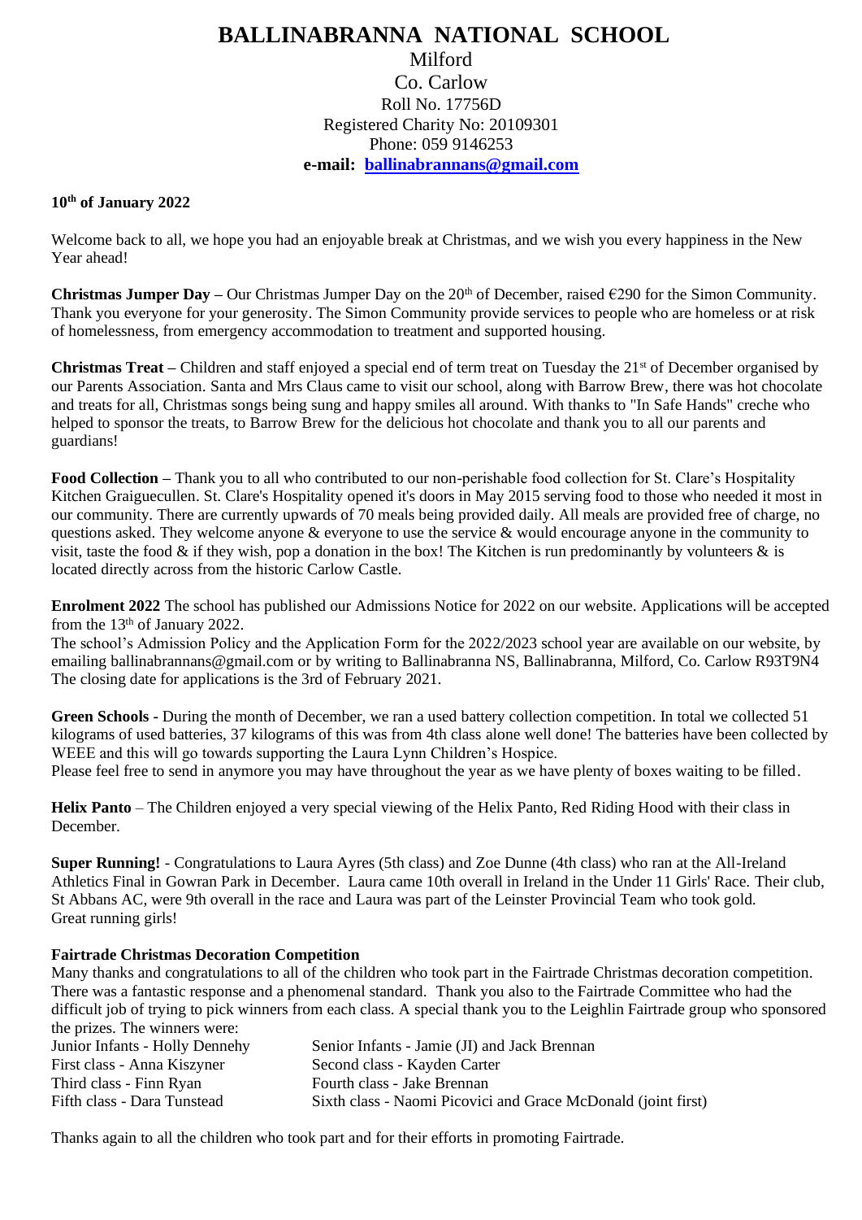# BALLINABRANNA NATIONAL SCHOOL

Milford
Co. Carlow
Roll No. 17756D
Registered Charity No: 20109301
Phone: 059 9146253
**e-mail: [ballinabrannans@gmail.com](mailto:ballinabrannans@gmail.com)**

**10th of January 2022**

Welcome back to all, we hope you had an enjoyable break at Christmas, and we wish you every happiness in the New Year ahead!

**Christmas Jumper Day –** Our Christmas Jumper Day on the 20th of December, raised €290 for the Simon Community. Thank you everyone for your generosity. The Simon Community provide services to people who are homeless or at risk of homelessness, from emergency accommodation to treatment and supported housing.

**Christmas Treat –** Children and staff enjoyed a special end of term treat on Tuesday the 21st of December organised by our Parents Association. Santa and Mrs Claus came to visit our school, along with Barrow Brew, there was hot chocolate and treats for all, Christmas songs being sung and happy smiles all around. With thanks to "In Safe Hands" creche who helped to sponsor the treats, to Barrow Brew for the delicious hot chocolate and thank you to all our parents and guardians!

**Food Collection –** Thank you to all who contributed to our non-perishable food collection for St. Clare's Hospitality Kitchen Graiguecullen. St. Clare's Hospitality opened it's doors in May 2015 serving food to those who needed it most in our community. There are currently upwards of 70 meals being provided daily. All meals are provided free of charge, no questions asked. They welcome anyone & everyone to use the service & would encourage anyone in the community to visit, taste the food & if they wish, pop a donation in the box! The Kitchen is run predominantly by volunteers & is located directly across from the historic Carlow Castle.

**Enrolment 2022** The school has published our Admissions Notice for 2022 on our website. Applications will be accepted from the 13th of January 2022.
The school's Admission Policy and the Application Form for the 2022/2023 school year are available on our website, by emailing ballinabrannans@gmail.com or by writing to Ballinabranna NS, Ballinabranna, Milford, Co. Carlow R93T9N4
The closing date for applications is the 3rd of February 2021.

**Green Schools -** During the month of December, we ran a used battery collection competition. In total we collected 51 kilograms of used batteries, 37 kilograms of this was from 4th class alone well done! The batteries have been collected by WEEE and this will go towards supporting the Laura Lynn Children's Hospice.
Please feel free to send in anymore you may have throughout the year as we have plenty of boxes waiting to be filled.

**Helix Panto** – The Children enjoyed a very special viewing of the Helix Panto, Red Riding Hood with their class in December.

**Super Running!** - Congratulations to Laura Ayres (5th class) and Zoe Dunne (4th class) who ran at the All-Ireland Athletics Final in Gowran Park in December. Laura came 10th overall in Ireland in the Under 11 Girls' Race. Their club, St Abbans AC, were 9th overall in the race and Laura was part of the Leinster Provincial Team who took gold.
Great running girls!

**Fairtrade Christmas Decoration Competition**

Many thanks and congratulations to all of the children who took part in the Fairtrade Christmas decoration competition. There was a fantastic response and a phenomenal standard. Thank you also to the Fairtrade Committee who had the difficult job of trying to pick winners from each class. A special thank you to the Leighlin Fairtrade group who sponsored the prizes. The winners were:

Junior Infants - Holly Dennehy
Senior Infants - Jamie (JI) and Jack Brennan
First class - Anna Kiszyner
Second class - Kayden Carter
Third class - Finn Ryan
Fourth class - Jake Brennan
Fifth class - Dara Tunstead
Sixth class - Naomi Picovici and Grace McDonald (joint first)

Thanks again to all the children who took part and for their efforts in promoting Fairtrade.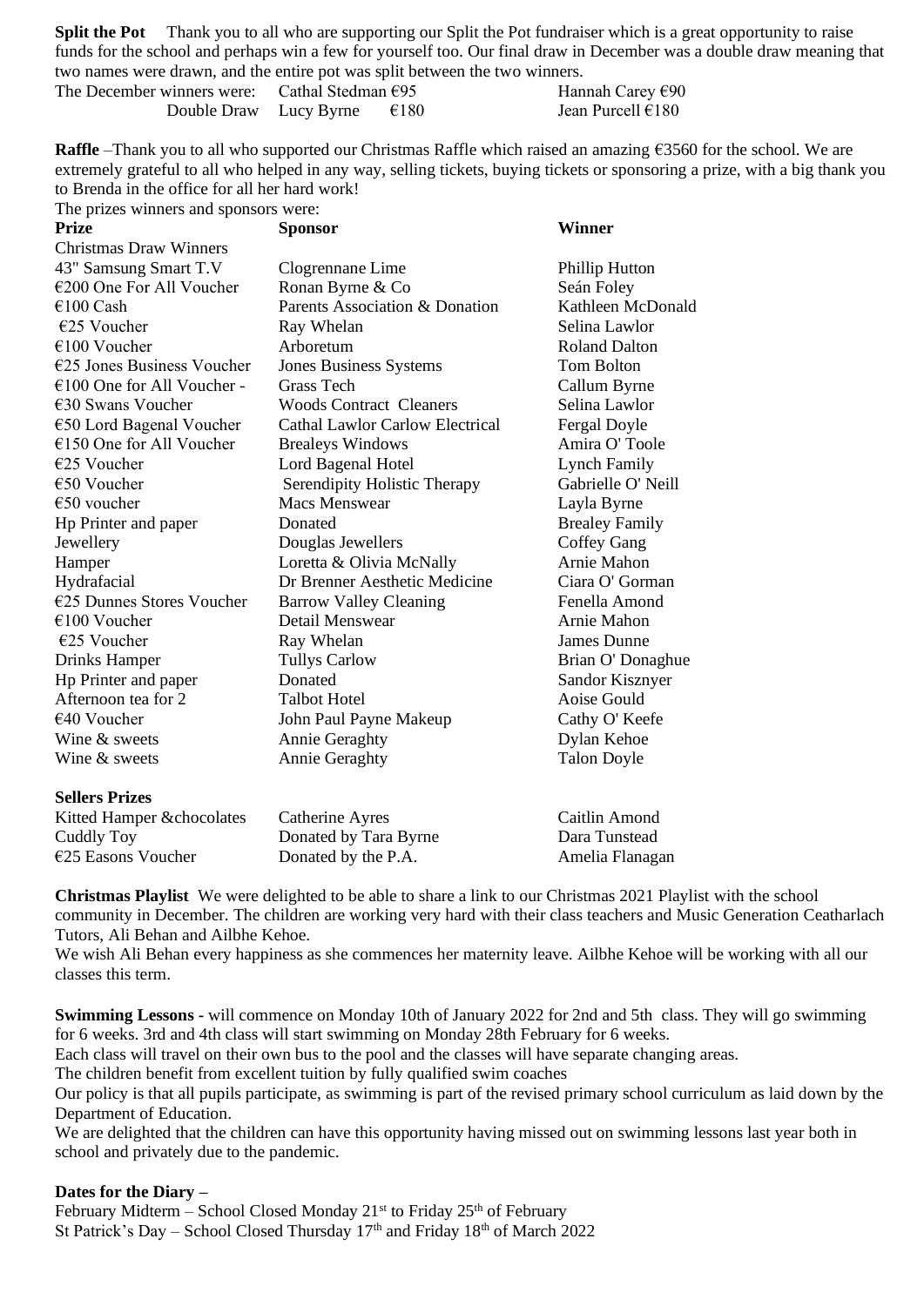**Split the Pot** Thank you to all who are supporting our Split the Pot fundraiser which is a great opportunity to raise funds for the school and perhaps win a few for yourself too. Our final draw in December was a double draw meaning that two names were drawn, and the entire pot was split between the two winners.

| | | |
|---|---|---|
| The December winners were: | Cathal Stedman €95 | Hannah Carey €90 |
| Double Draw | Lucy Byrne €180 | Jean Purcell €180 |

**Raffle** –Thank you to all who supported our Christmas Raffle which raised an amazing €3560 for the school. We are extremely grateful to all who helped in any way, selling tickets, buying tickets or sponsoring a prize, with a big thank you to Brenda in the office for all her hard work!

The prizes winners and sponsors were:

| Prize | Sponsor | Winner |
|---|---|---|
| Christmas Draw Winners | | |
| 43" Samsung Smart T.V | Clogrennane Lime | Phillip Hutton |
| €200 One For All Voucher | Ronan Byrne & Co | Seán Foley |
| €100 Cash | Parents Association & Donation | Kathleen McDonald |
| €25 Voucher | Ray Whelan | Selina Lawlor |
| €100 Voucher | Arboretum | Roland Dalton |
| €25 Jones Business Voucher | Jones Business Systems | Tom Bolton |
| €100 One for All Voucher - | Grass Tech | Callum Byrne |
| €30 Swans Voucher | Woods Contract Cleaners | Selina Lawlor |
| €50 Lord Bagenal Voucher | Cathal Lawlor Carlow Electrical | Fergal Doyle |
| €150 One for All Voucher | Brealeys Windows | Amira O' Toole |
| €25 Voucher | Lord Bagenal Hotel | Lynch Family |
| €50 Voucher | Serendipity Holistic Therapy | Gabrielle O' Neill |
| €50 voucher | Macs Menswear | Layla Byrne |
| Hp Printer and paper | Donated | Brealey Family |
| Jewellery | Douglas Jewellers | Coffey Gang |
| Hamper | Loretta & Olivia McNally | Arnie Mahon |
| Hydrafacial | Dr Brenner Aesthetic Medicine | Ciara O' Gorman |
| €25 Dunnes Stores Voucher | Barrow Valley Cleaning | Fenella Amond |
| €100 Voucher | Detail Menswear | Arnie Mahon |
| €25 Voucher | Ray Whelan | James Dunne |
| Drinks Hamper | Tullys Carlow | Brian O' Donaghue |
| Hp Printer and paper | Donated | Sandor Kisznyer |
| Afternoon tea for 2 | Talbot Hotel | Aoise Gould |
| €40 Voucher | John Paul Payne Makeup | Cathy O' Keefe |
| Wine & sweets | Annie Geraghty | Dylan Kehoe |
| Wine & sweets | Annie Geraghty | Talon Doyle |
| **Sellers Prizes** | | |
| Kitted Hamper &chocolates | Catherine Ayres | Caitlin Amond |
| Cuddly Toy | Donated by Tara Byrne | Dara Tunstead |
| €25 Easons Voucher | Donated by the P.A. | Amelia Flanagan |

**Christmas Playlist** We were delighted to be able to share a link to our Christmas 2021 Playlist with the school community in December. The children are working very hard with their class teachers and Music Generation Ceatharlach Tutors, Ali Behan and Ailbhe Kehoe.

We wish Ali Behan every happiness as she commences her maternity leave. Ailbhe Kehoe will be working with all our classes this term.

**Swimming Lessons -** will commence on Monday 10th of January 2022 for 2nd and 5th class. They will go swimming for 6 weeks. 3rd and 4th class will start swimming on Monday 28th February for 6 weeks.

Each class will travel on their own bus to the pool and the classes will have separate changing areas.

The children benefit from excellent tuition by fully qualified swim coaches

Our policy is that all pupils participate, as swimming is part of the revised primary school curriculum as laid down by the Department of Education.

We are delighted that the children can have this opportunity having missed out on swimming lessons last year both in school and privately due to the pandemic.

**Dates for the Diary –**

February Midterm – School Closed Monday 21st to Friday 25th of February

St Patrick's Day – School Closed Thursday 17th and Friday 18th of March 2022